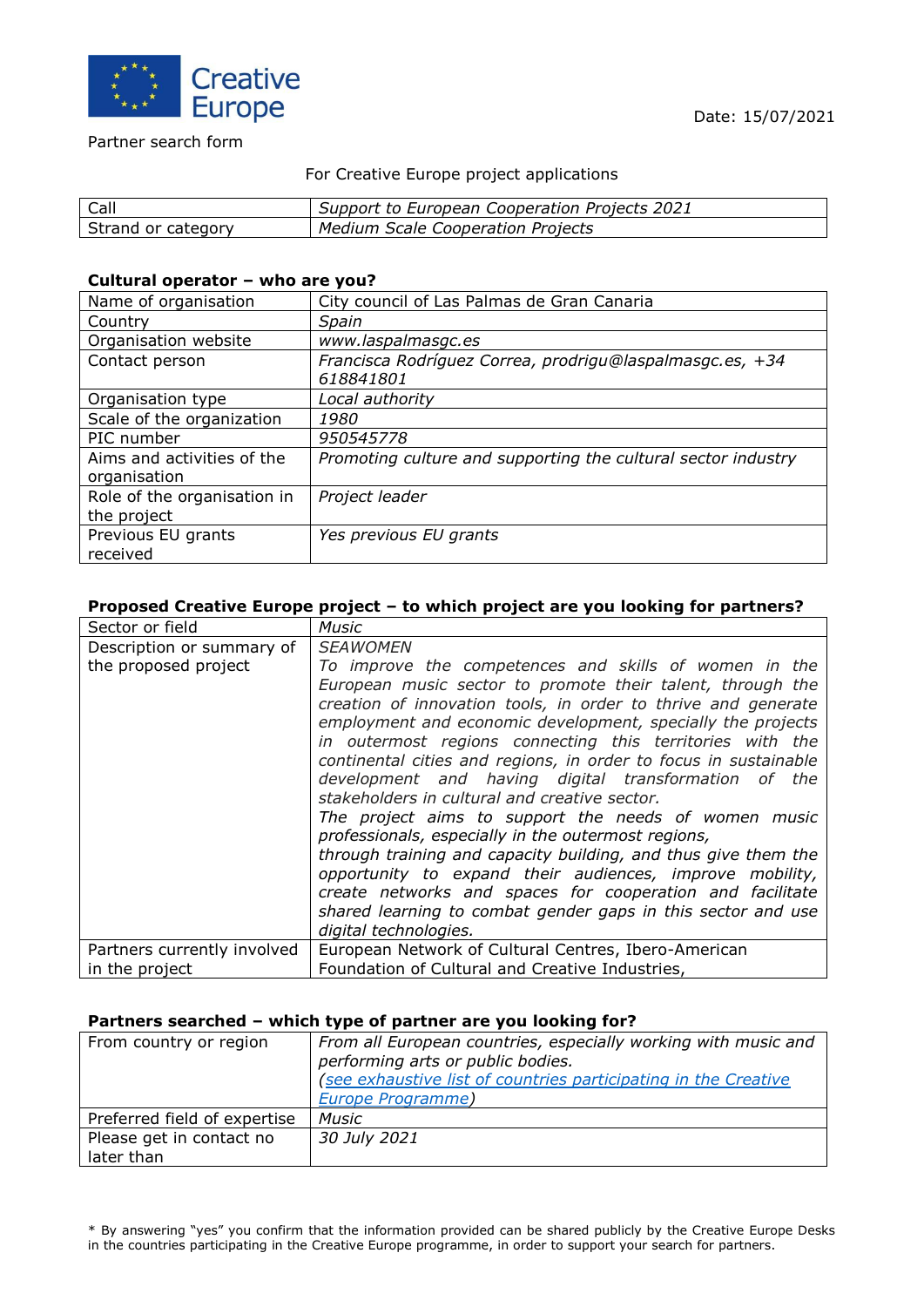Creative Europe

Date: 15/07/2021

Partner search form

For Creative Europe project applications

| Call | *Support to European Cooperation Projects 2021* |
|---|---|
| Strand or category | *Medium Scale Cooperation Projects* |

**Cultural operator – who are you?**

| Name of organisation | City council of Las Palmas de Gran Canaria |
|---|---|
| Country | *Spain* |
| Organisation website | *www.laspalmasgc.es* |
| Contact person | *Francisca Rodríguez Correa, prodrigu@laspalmasgc.es, +34 618841801* |
| Organisation type | *Local authority* |
| Scale of the organization | *1980* |
| PIC number | *950545778* |
| Aims and activities of the organisation | *Promoting culture and supporting the cultural sector industry* |
| Role of the organisation in the project | *Project leader* |
| Previous EU grants received | *Yes previous EU grants* |

**Proposed Creative Europe project – to which project are you looking for partners?**

| Sector or field | *Music* |
|---|---|
| Description or summary of the proposed project | *SEAWOMEN* *To improve the competences and skills of women in the European music sector to promote their talent, through the creation of innovation tools, in order to thrive and generate employment and economic development, specially the projects in outermost regions connecting this territories with the continental cities and regions, in order to focus in sustainable development and having digital transformation of the stakeholders in cultural and creative sector.* *The project aims to support the needs of women music professionals, especially in the outermost regions, through training and capacity building, and thus give them the opportunity to expand their audiences, improve mobility, create networks and spaces for cooperation and facilitate shared learning to combat gender gaps in this sector and use digital technologies.* |
| Partners currently involved in the project | European Network of Cultural Centres, Ibero-American Foundation of Cultural and Creative Industries, |

**Partners searched – which type of partner are you looking for?**

| From country or region | *From all European countries, especially working with music and performing arts or public bodies.* *([see exhaustive list of countries participating in the Creative Europe Programme](#))* |
|---|---|
| Preferred field of expertise | *Music* |
| Please get in contact no later than | *30 July 2021* |

\* By answering "yes" you confirm that the information provided can be shared publicly by the Creative Europe Desks in the countries participating in the Creative Europe programme, in order to support your search for partners.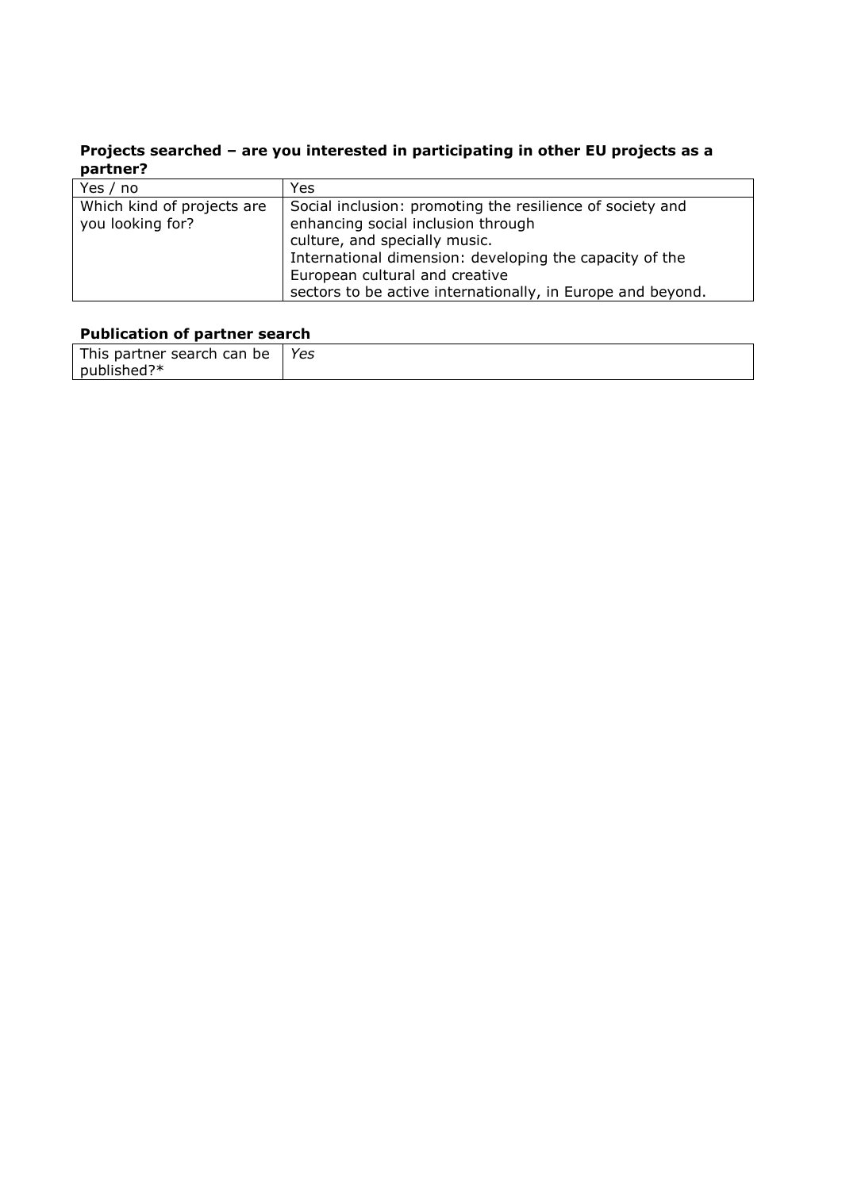**Projects searched – are you interested in participating in other EU projects as a partner?**

| | |
|---|---|
| Yes / no | Yes |
| Which kind of projects are you looking for? | Social inclusion: promoting the resilience of society and enhancing social inclusion through culture, and specially music.<br>International dimension: developing the capacity of the European cultural and creative sectors to be active internationally, in Europe and beyond. |

**Publication of partner search**

| | |
|---|---|
| This partner search can be published?* | *Yes* |